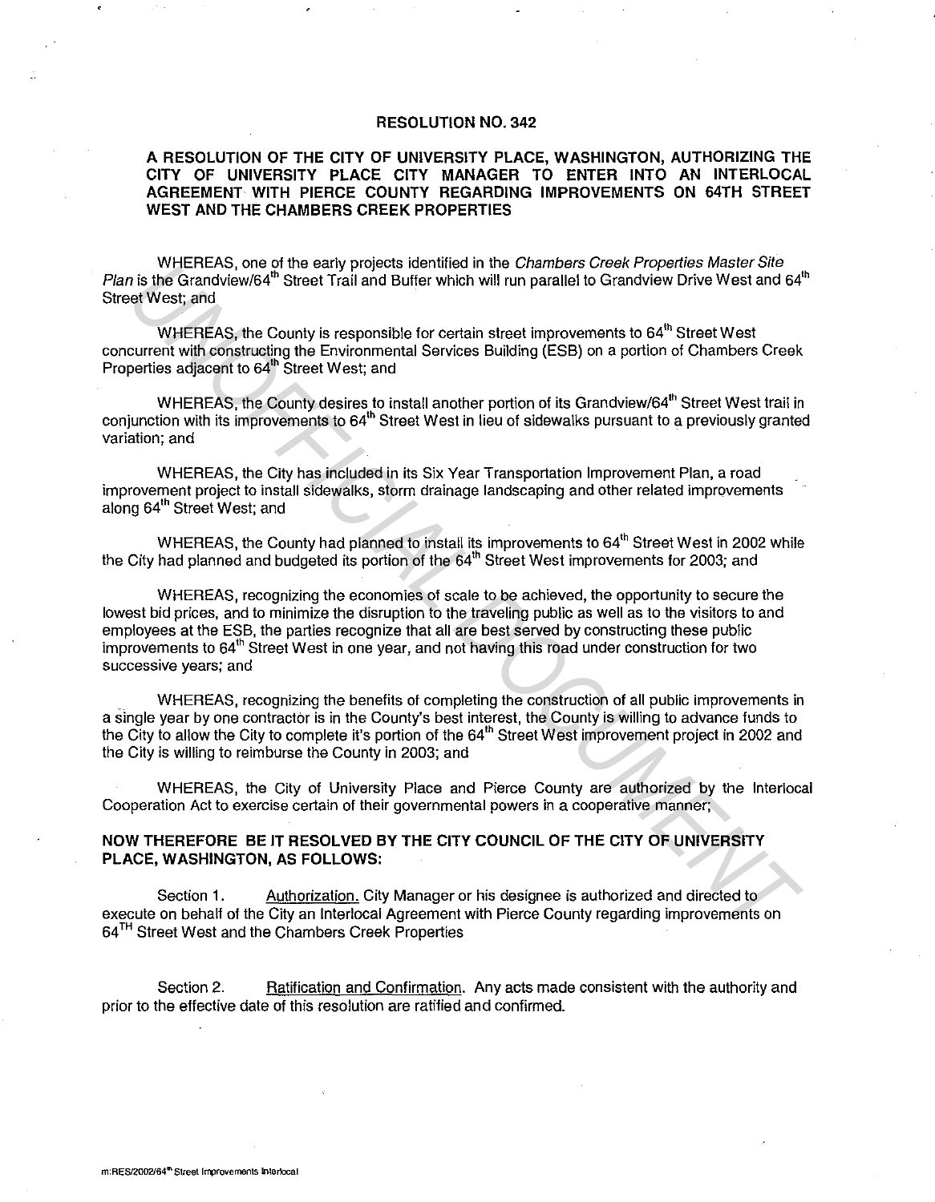# RESOLUTION NO. 342

## A RESOLUTION OF THE CITY OF UNIVERSITY PLACE, WASHINGTON, AUTHORIZING THE CITY OF UNIVERSITY PLACE CITY MANAGER TO ENTER INTO AN INTERLOCAL AGREEMENT WITH PIERCE COUNTY REGARDING IMPROVEMENTS ON 64TH STREET WEST AND THE CHAMBERS CREEK PROPERTIES

WHEREAS, one of the early projects identified in the *Chambers Creek Properties Master Site Plan* is the Grandview/64th Street Trail and Buffer which will run parallel to Grandview Drive West and 64th Street West; and

WHEREAS, the County is responsible for certain street improvements to 64th Street West concurrent with constructing the Environmental Services Building (ESB) on a portion of Chambers Creek Properties adjacent to 64th Street West; and

WHEREAS, the County desires to install another portion of its Grandview/64th Street West trail in conjunction with its improvements to 64th Street West in lieu of sidewalks pursuant to a previously granted variation; and

WHEREAS, the City has included in its Six Year Transportation Improvement Plan, a road improvement project to install sidewalks, storm drainage landscaping and other related improvements along 64th Street West; and

WHEREAS, the County had planned to install its improvements to 64th Street West in 2002 while the City had planned and budgeted its portion of the 64th Street West improvements for 2003; and

WHEREAS, recognizing the economies of scale to be achieved, the opportunity to secure the lowest bid prices, and to minimize the disruption to the traveling public as well as to the visitors to and employees at the ESB, the parties recognize that all are best served by constructing these public improvements to 64th Street West in one year, and not having this road under construction for two successive years; and

WHEREAS, recognizing the benefits of completing the construction of all public improvements in a single year by one contractor is in the County's best interest, the County is willing to advance funds to the City to allow the City to complete it's portion of the 64th Street West improvement project in 2002 and the City is willing to reimburse the County in 2003; and

WHEREAS, the City of University Place and Pierce County are authorized by the Interlocal Cooperation Act to exercise certain of their governmental powers in a cooperative manner;

**NOW THEREFORE BE IT RESOLVED BY THE CITY COUNCIL OF THE CITY OF UNIVERSITY PLACE, WASHINGTON, AS FOLLOWS:**

Section 1. Authorization. City Manager or his designee is authorized and directed to execute on behalf of the City an Interlocal Agreement with Pierce County regarding improvements on 64TH Street West and the Chambers Creek Properties

Section 2. Ratification and Confirmation. Any acts made consistent with the authority and prior to the effective date of this resolution are ratified and confirmed.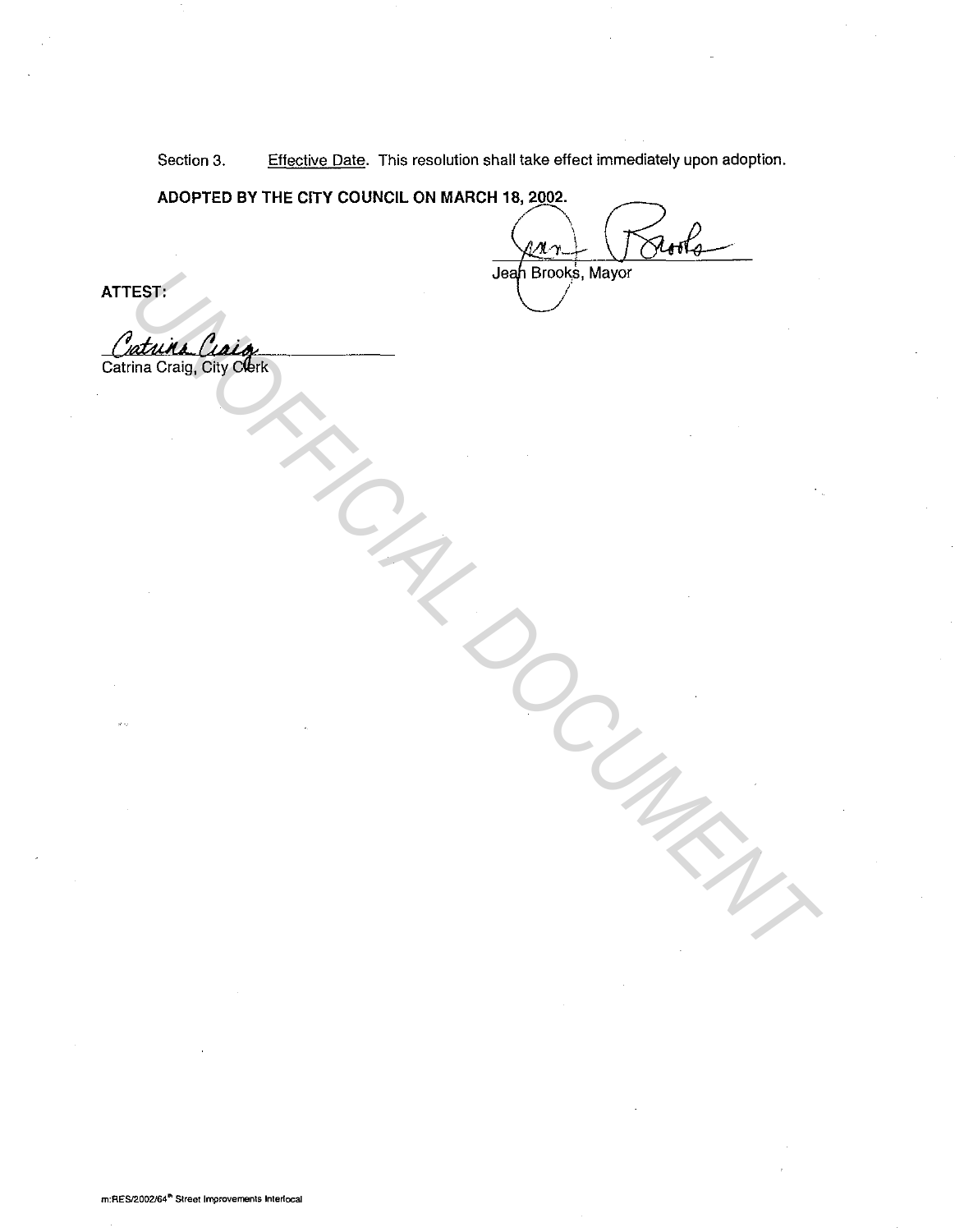Section 3. <u>Effective Date</u>. This resolution shall take effect immediately upon adoption.

**ADOPTED BY THE CITY COUNCIL ON MARCH 18, 2002.**

Jean Brooks, Mayor

**ATTEST:**

Catrina Craig, City Clerk

UNOFFICIAL DOCUMENT

m:RES/2002/64th Street Improvements Interlocal